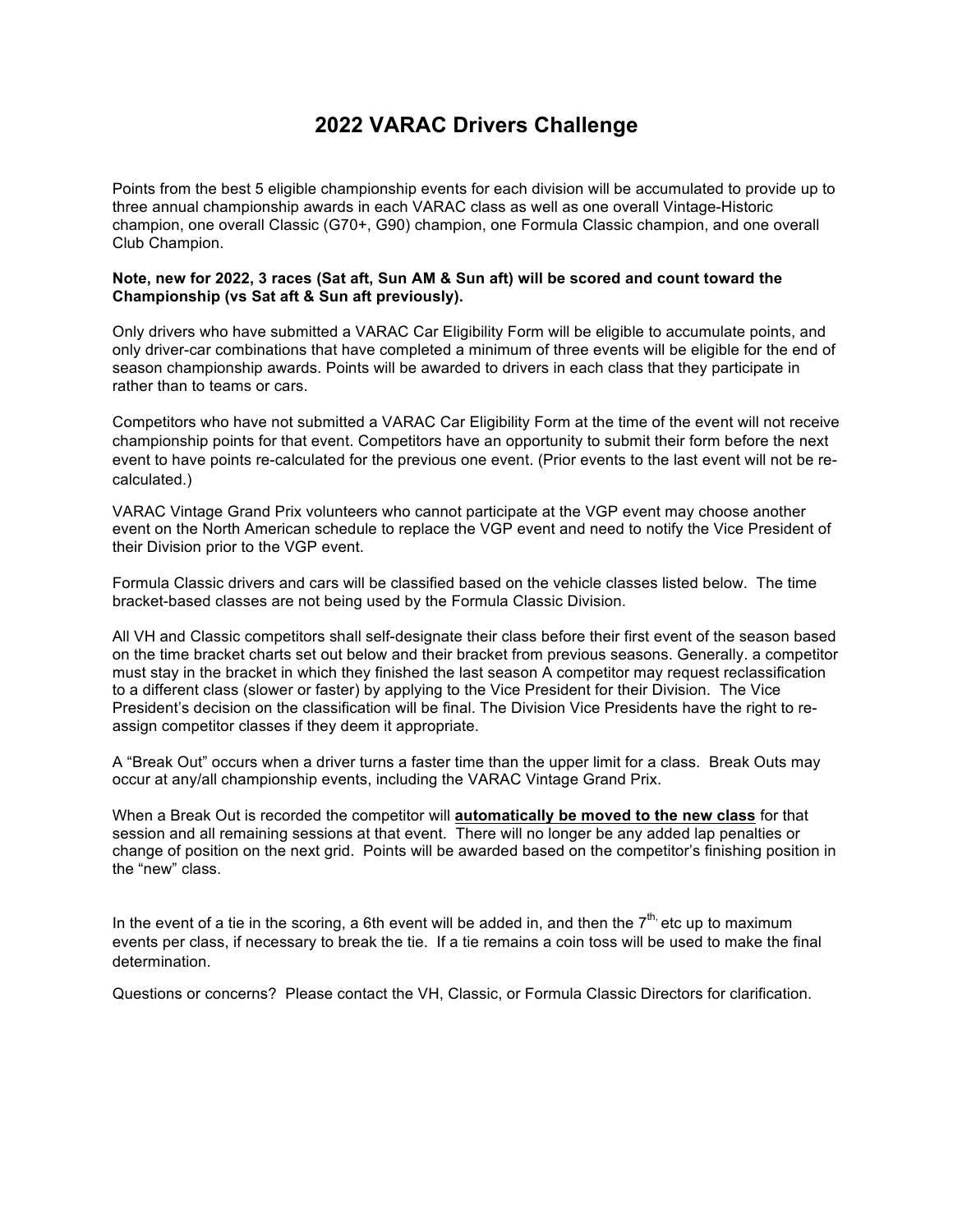# 2022 VARAC Drivers Challenge

Points from the best 5 eligible championship events for each division will be accumulated to provide up to three annual championship awards in each VARAC class as well as one overall Vintage-Historic champion, one overall Classic (G70+, G90) champion, one Formula Classic champion, and one overall Club Champion.

**Note, new for 2022, 3 races (Sat aft, Sun AM & Sun aft) will be scored and count toward the Championship (vs Sat aft & Sun aft previously).**

Only drivers who have submitted a VARAC Car Eligibility Form will be eligible to accumulate points, and only driver-car combinations that have completed a minimum of three events will be eligible for the end of season championship awards. Points will be awarded to drivers in each class that they participate in rather than to teams or cars.

Competitors who have not submitted a VARAC Car Eligibility Form at the time of the event will not receive championship points for that event. Competitors have an opportunity to submit their form before the next event to have points re-calculated for the previous one event. (Prior events to the last event will not be re-calculated.)

VARAC Vintage Grand Prix volunteers who cannot participate at the VGP event may choose another event on the North American schedule to replace the VGP event and need to notify the Vice President of their Division prior to the VGP event.

Formula Classic drivers and cars will be classified based on the vehicle classes listed below. The time bracket-based classes are not being used by the Formula Classic Division.

All VH and Classic competitors shall self-designate their class before their first event of the season based on the time bracket charts set out below and their bracket from previous seasons. Generally. a competitor must stay in the bracket in which they finished the last season A competitor may request reclassification to a different class (slower or faster) by applying to the Vice President for their Division. The Vice President's decision on the classification will be final. The Division Vice Presidents have the right to re-assign competitor classes if they deem it appropriate.

A "Break Out" occurs when a driver turns a faster time than the upper limit for a class. Break Outs may occur at any/all championship events, including the VARAC Vintage Grand Prix.

When a Break Out is recorded the competitor will <u>**automatically be moved to the new class**</u> for that session and all remaining sessions at that event. There will no longer be any added lap penalties or change of position on the next grid. Points will be awarded based on the competitor's finishing position in the "new" class.

In the event of a tie in the scoring, a 6th event will be added in, and then the 7th, etc up to maximum events per class, if necessary to break the tie. If a tie remains a coin toss will be used to make the final determination.

Questions or concerns? Please contact the VH, Classic, or Formula Classic Directors for clarification.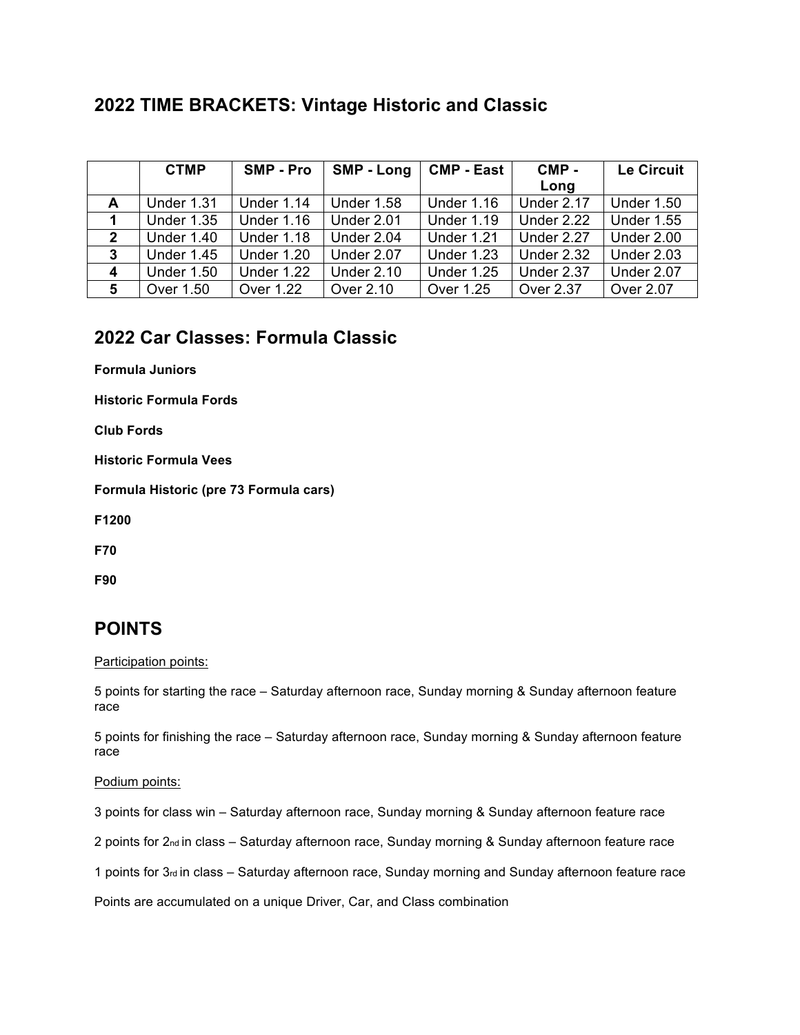## 2022 TIME BRACKETS: Vintage Historic and Classic

| | CTMP | SMP - Pro | SMP - Long | CMP - East | CMP - Long | Le Circuit |
|---|---|---|---|---|---|---|
| **A** | Under 1.31 | Under 1.14 | Under 1.58 | Under 1.16 | Under 2.17 | Under 1.50 |
| **1** | Under 1.35 | Under 1.16 | Under 2.01 | Under 1.19 | Under 2.22 | Under 1.55 |
| **2** | Under 1.40 | Under 1.18 | Under 2.04 | Under 1.21 | Under 2.27 | Under 2.00 |
| **3** | Under 1.45 | Under 1.20 | Under 2.07 | Under 1.23 | Under 2.32 | Under 2.03 |
| **4** | Under 1.50 | Under 1.22 | Under 2.10 | Under 1.25 | Under 2.37 | Under 2.07 |
| **5** | Over 1.50 | Over 1.22 | Over 2.10 | Over 1.25 | Over 2.37 | Over 2.07 |

## 2022 Car Classes: Formula Classic

**Formula Juniors**

**Historic Formula Fords**

**Club Fords**

**Historic Formula Vees**

**Formula Historic (pre 73 Formula cars)**

**F1200**

**F70**

**F90**

## POINTS

Participation points:

5 points for starting the race – Saturday afternoon race, Sunday morning & Sunday afternoon feature race

5 points for finishing the race – Saturday afternoon race, Sunday morning & Sunday afternoon feature race

Podium points:

3 points for class win – Saturday afternoon race, Sunday morning & Sunday afternoon feature race

2 points for 2nd in class – Saturday afternoon race, Sunday morning & Sunday afternoon feature race

1 points for 3rd in class – Saturday afternoon race, Sunday morning and Sunday afternoon feature race

Points are accumulated on a unique Driver, Car, and Class combination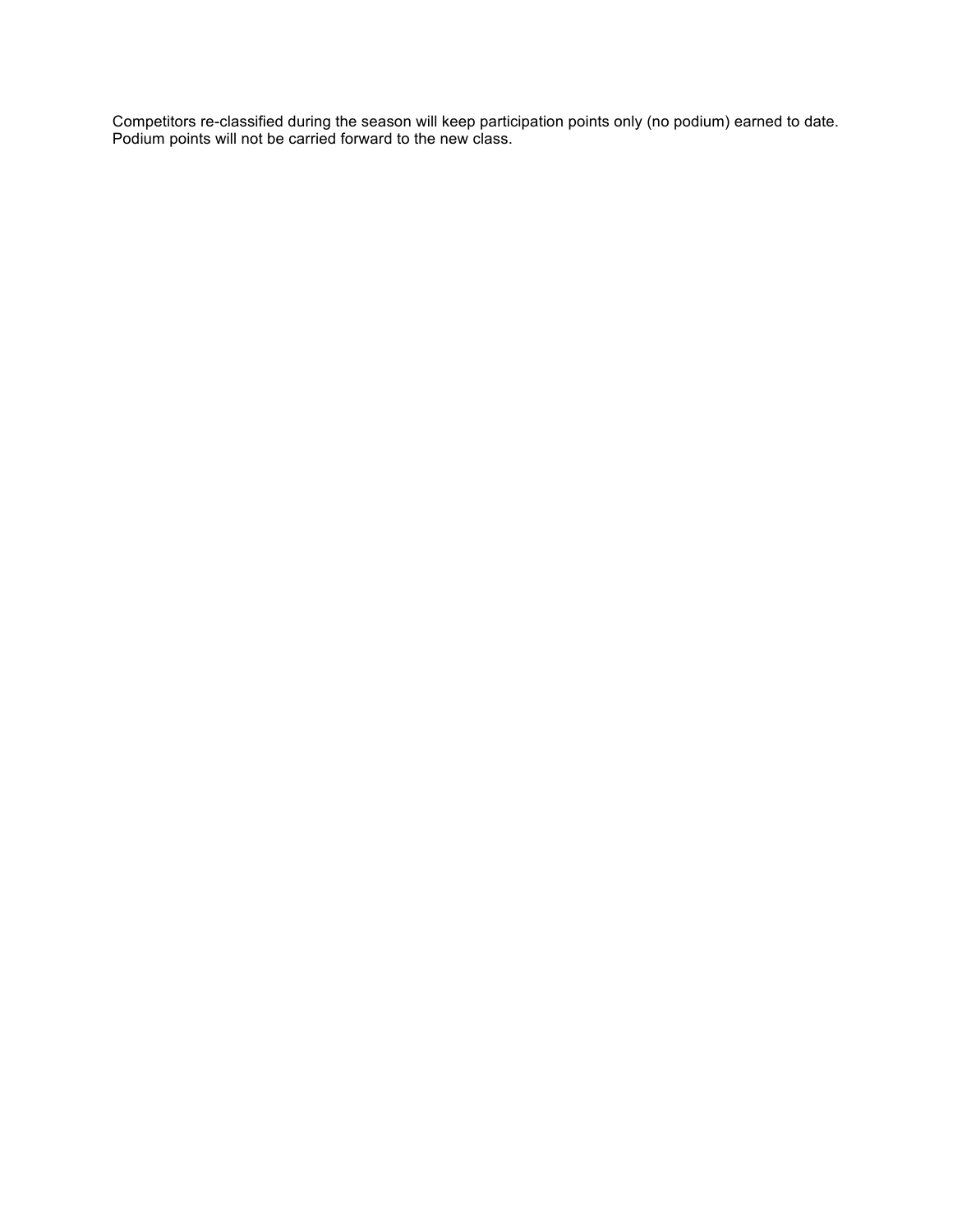Competitors re-classified during the season will keep participation points only (no podium) earned to date. Podium points will not be carried forward to the new class.